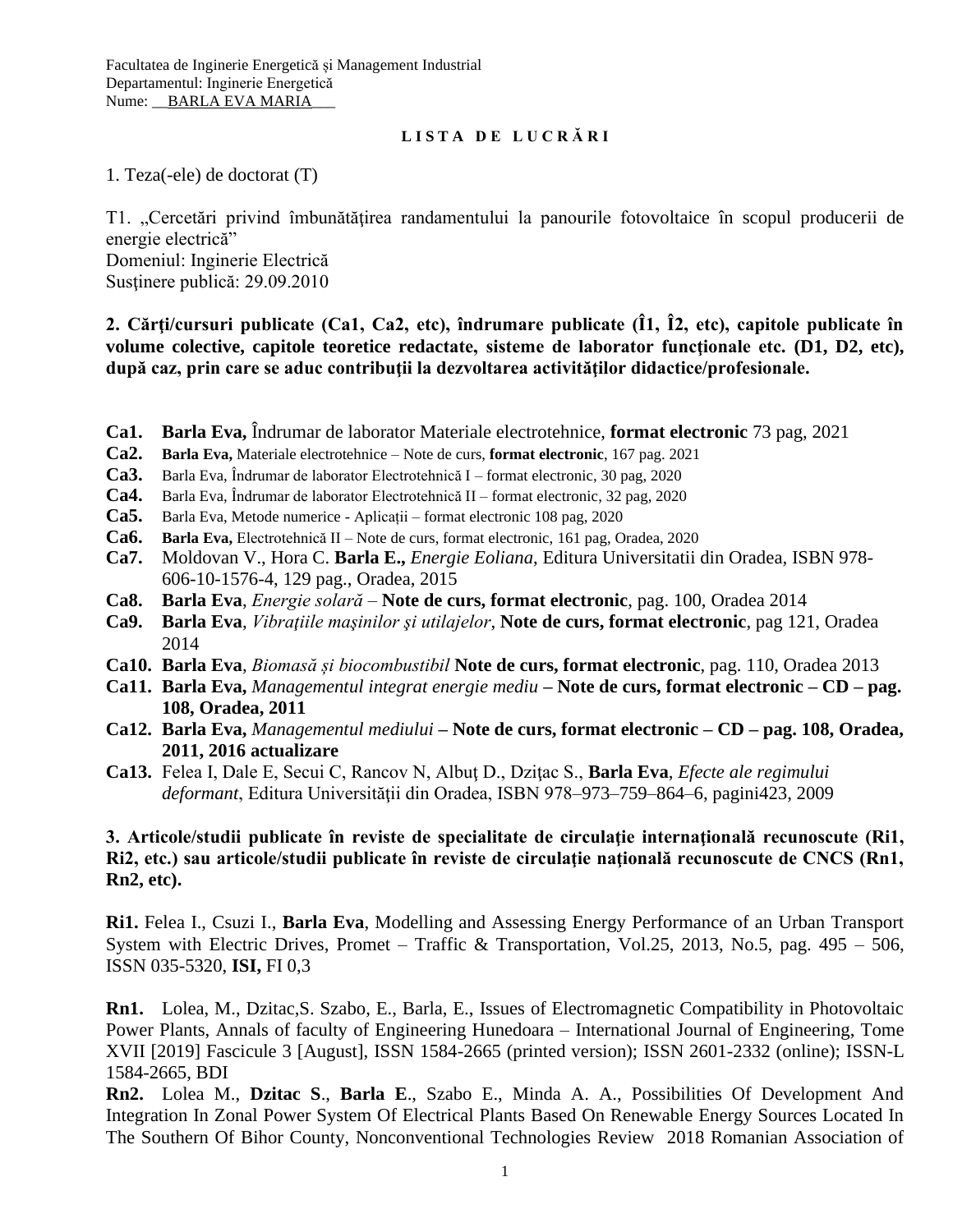Facultatea de Inginerie Energetică şi Management Industrial
Departamentul: Inginerie Energetică
Nume: __BARLA EVA MARIA___

**L I S T A   D E   L U C R Ă R I**

1. Teza(-ele) de doctorat (T)

T1. „Cercetări privind îmbunătăţirea randamentului la panourile fotovoltaice în scopul producerii de energie electrică"
Domeniul: Inginerie Electrică
Susţinere publică: 29.09.2010

**2. Cărţi/cursuri publicate (Ca1, Ca2, etc), îndrumare publicate (Î1, Î2, etc), capitole publicate în volume colective, capitole teoretice redactate, sisteme de laborator funcționale etc. (D1, D2, etc), după caz, prin care se aduc contribuţii la dezvoltarea activităților didactice/profesionale.**

**Ca1.** **Barla Eva,** Îndrumar de laborator Materiale electrotehnice, **format electronic** 73 pag, 2021
**Ca2.** **Barla Eva,** Materiale electrotehnice – Note de curs, **format electronic**, 167 pag. 2021
**Ca3.** Barla Eva, Îndrumar de laborator Electrotehnică I – format electronic, 30 pag, 2020
**Ca4.** Barla Eva, Îndrumar de laborator Electrotehnică II – format electronic, 32 pag, 2020
**Ca5.** Barla Eva, Metode numerice - Aplicații – format electronic 108 pag, 2020
**Ca6.** **Barla Eva,** Electrotehnică II – Note de curs, format electronic, 161 pag, Oradea, 2020
**Ca7.** Moldovan V., Hora C. **Barla E.,** *Energie Eoliana*, Editura Universitatii din Oradea, ISBN 978-606-10-1576-4, 129 pag., Oradea, 2015
**Ca8.** **Barla Eva**, *Energie solară* – **Note de curs, format electronic**, pag. 100, Oradea 2014
**Ca9.** **Barla Eva**, *Vibraţiile maşinilor şi utilajelor*, **Note de curs, format electronic**, pag 121, Oradea 2014
**Ca10.** **Barla Eva**, *Biomasă şi biocombustibil* **Note de curs, format electronic**, pag. 110, Oradea 2013
**Ca11.** **Barla Eva,** *Managementul integrat energie mediu* **– Note de curs, format electronic – CD – pag. 108, Oradea, 2011**
**Ca12.** **Barla Eva,** *Managementul mediului* **– Note de curs, format electronic – CD – pag. 108, Oradea, 2011, 2016 actualizare**
**Ca13.** Felea I, Dale E, Secui C, Rancov N, Albuţ D., Dziţac S., **Barla Eva**, *Efecte ale regimului deformant*, Editura Universităţii din Oradea, ISBN 978–973–759–864–6, pagini423, 2009

**3. Articole/studii publicate în reviste de specialitate de circulaţie internaţională recunoscute (Ri1, Ri2, etc.) sau articole/studii publicate în reviste de circulaţie naţională recunoscute de CNCS (Rn1, Rn2, etc).**

**Ri1.** Felea I., Csuzi I., **Barla Eva**, Modelling and Assessing Energy Performance of an Urban Transport System with Electric Drives, Promet – Traffic & Transportation, Vol.25, 2013, No.5, pag. 495 – 506, ISSN 035-5320, **ISI,** FI 0,3

**Rn1.** Lolea, M., Dzitac,S. Szabo, E., Barla, E., Issues of Electromagnetic Compatibility in Photovoltaic Power Plants, Annals of faculty of Engineering Hunedoara – International Journal of Engineering, Tome XVII [2019] Fascicule 3 [August], ISSN 1584-2665 (printed version); ISSN 2601-2332 (online); ISSN-L 1584-2665, BDI
**Rn2.** Lolea M., **Dzitac S**., **Barla E**., Szabo E., Minda A. A., Possibilities Of Development And Integration In Zonal Power System Of Electrical Plants Based On Renewable Energy Sources Located In The Southern Of Bihor County, Nonconventional Technologies Review 2018 Romanian Association of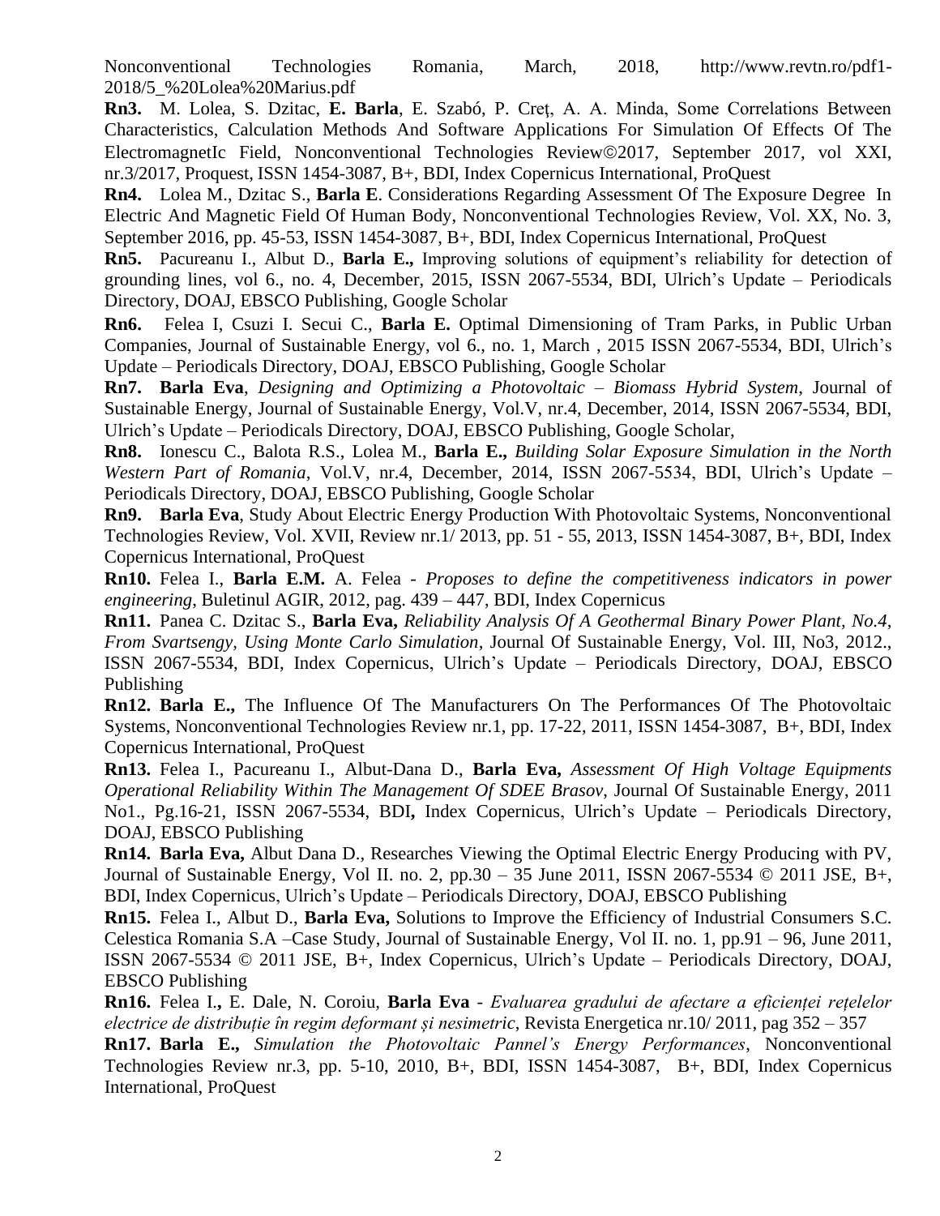Nonconventional Technologies Romania, March, 2018, http://www.revtn.ro/pdf1-2018/5_%20Lolea%20Marius.pdf

**Rn3.** M. Lolea, S. Dzitac, **E. Barla**, E. Szabó, P. Creț, A. A. Minda, Some Correlations Between Characteristics, Calculation Methods And Software Applications For Simulation Of Effects Of The ElectromagnetIc Field, Nonconventional Technologies Review©2017, September 2017, vol XXI, nr.3/2017, Proquest, ISSN 1454-3087, B+, BDI, Index Copernicus International, ProQuest

**Rn4.** Lolea M., Dzitac S., **Barla E**. Considerations Regarding Assessment Of The Exposure Degree In Electric And Magnetic Field Of Human Body, Nonconventional Technologies Review, Vol. XX, No. 3, September 2016, pp. 45-53, ISSN 1454-3087, B+, BDI, Index Copernicus International, ProQuest

**Rn5.** Pacureanu I., Albut D., **Barla E.,** Improving solutions of equipment's reliability for detection of grounding lines, vol 6., no. 4, December, 2015, ISSN 2067-5534, BDI, Ulrich's Update – Periodicals Directory, DOAJ, EBSCO Publishing, Google Scholar

**Rn6.** Felea I, Csuzi I. Secui C., **Barla E.** Optimal Dimensioning of Tram Parks, in Public Urban Companies, Journal of Sustainable Energy, vol 6., no. 1, March , 2015 ISSN 2067-5534, BDI, Ulrich's Update – Periodicals Directory, DOAJ, EBSCO Publishing, Google Scholar

**Rn7.** **Barla Eva**, *Designing and Optimizing a Photovoltaic – Biomass Hybrid System*, Journal of Sustainable Energy, Journal of Sustainable Energy, Vol.V, nr.4, December, 2014, ISSN 2067-5534, BDI, Ulrich's Update – Periodicals Directory, DOAJ, EBSCO Publishing, Google Scholar,

**Rn8.** Ionescu C., Balota R.S., Lolea M., **Barla E.,** *Building Solar Exposure Simulation in the North Western Part of Romania*, Vol.V, nr.4, December, 2014, ISSN 2067-5534, BDI, Ulrich's Update – Periodicals Directory, DOAJ, EBSCO Publishing, Google Scholar

**Rn9.** **Barla Eva**, Study About Electric Energy Production With Photovoltaic Systems, Nonconventional Technologies Review, Vol. XVII, Review nr.1/ 2013, pp. 51 - 55, 2013, ISSN 1454-3087, B+, BDI, Index Copernicus International, ProQuest

**Rn10.** Felea I., **Barla E.M.** A. Felea - *Proposes to define the competitiveness indicators in power engineering*, Buletinul AGIR, 2012, pag. 439 – 447, BDI, Index Copernicus

**Rn11.** Panea C. Dzitac S., **Barla Eva,** *Reliability Analysis Of A Geothermal Binary Power Plant, No.4, From Svartsengy, Using Monte Carlo Simulation*, Journal Of Sustainable Energy, Vol. III, No3, 2012., ISSN 2067-5534, BDI, Index Copernicus, Ulrich's Update – Periodicals Directory, DOAJ, EBSCO Publishing

**Rn12.** **Barla E.,** The Influence Of The Manufacturers On The Performances Of The Photovoltaic Systems, Nonconventional Technologies Review nr.1, pp. 17-22, 2011, ISSN 1454-3087, B+, BDI, Index Copernicus International, ProQuest

**Rn13.** Felea I., Pacureanu I., Albut-Dana D., **Barla Eva,** *Assessment Of High Voltage Equipments Operational Reliability Within The Management Of SDEE Brasov*, Journal Of Sustainable Energy, 2011 No1., Pg.16-21, ISSN 2067-5534, BDI**,** Index Copernicus, Ulrich's Update – Periodicals Directory, DOAJ, EBSCO Publishing

**Rn14.** **Barla Eva,** Albut Dana D., Researches Viewing the Optimal Electric Energy Producing with PV, Journal of Sustainable Energy, Vol II. no. 2, pp.30 – 35 June 2011, ISSN 2067-5534 © 2011 JSE, B+, BDI, Index Copernicus, Ulrich's Update – Periodicals Directory, DOAJ, EBSCO Publishing

**Rn15.** Felea I., Albut D., **Barla Eva,** Solutions to Improve the Efficiency of Industrial Consumers S.C. Celestica Romania S.A –Case Study, Journal of Sustainable Energy, Vol II. no. 1, pp.91 – 96, June 2011, ISSN 2067-5534 © 2011 JSE, B+, Index Copernicus, Ulrich's Update – Periodicals Directory, DOAJ, EBSCO Publishing

**Rn16.** Felea I.**,** E. Dale, N. Coroiu, **Barla Eva** - *Evaluarea gradului de afectare a eficienței rețelelor electrice de distribuție în regim deformant și nesimetric*, Revista Energetica nr.10/ 2011, pag 352 – 357

**Rn17.** **Barla E.,** *Simulation the Photovoltaic Pannel's Energy Performances*, Nonconventional Technologies Review nr.3, pp. 5-10, 2010, B+, BDI, ISSN 1454-3087, B+, BDI, Index Copernicus International, ProQuest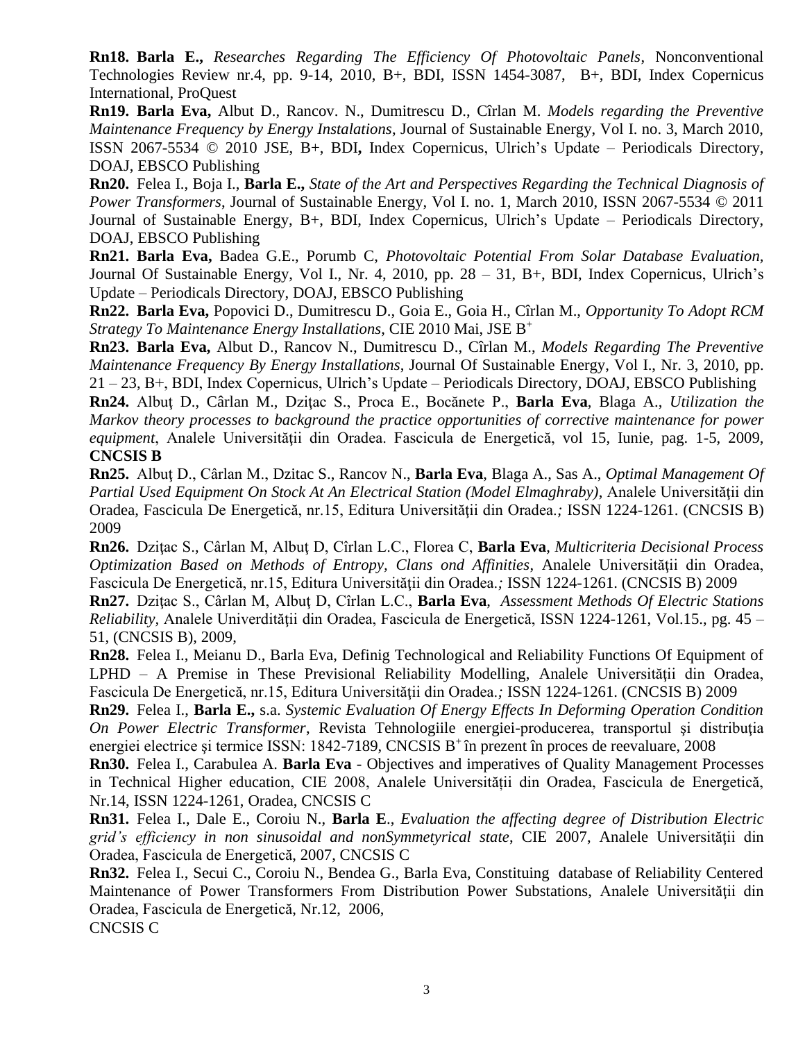**Rn18. Barla E.,** *Researches Regarding The Efficiency Of Photovoltaic Panels*, Nonconventional Technologies Review nr.4, pp. 9-14, 2010, B+, BDI, ISSN 1454-3087, B+, BDI, Index Copernicus International, ProQuest

**Rn19. Barla Eva,** Albut D., Rancov. N., Dumitrescu D., Cîrlan M. *Models regarding the Preventive Maintenance Frequency by Energy Instalations*, Journal of Sustainable Energy, Vol I. no. 3, March 2010, ISSN 2067-5534 © 2010 JSE, B+, BDI**,** Index Copernicus, Ulrich's Update – Periodicals Directory, DOAJ, EBSCO Publishing

**Rn20.** Felea I., Boja I., **Barla E.,** *State of the Art and Perspectives Regarding the Technical Diagnosis of Power Transformers*, Journal of Sustainable Energy, Vol I. no. 1, March 2010, ISSN 2067-5534 © 2011 Journal of Sustainable Energy, B+, BDI, Index Copernicus, Ulrich's Update – Periodicals Directory, DOAJ, EBSCO Publishing

**Rn21. Barla Eva,** Badea G.E., Porumb C, *Photovoltaic Potential From Solar Database Evaluation,* Journal Of Sustainable Energy, Vol I., Nr. 4, 2010, pp. 28 – 31, B+, BDI, Index Copernicus, Ulrich's Update – Periodicals Directory, DOAJ, EBSCO Publishing

**Rn22. Barla Eva,** Popovici D., Dumitrescu D., Goia E., Goia H., Cîrlan M., *Opportunity To Adopt RCM Strategy To Maintenance Energy Installations*, CIE 2010 Mai, JSE B+

**Rn23. Barla Eva,** Albut D., Rancov N., Dumitrescu D., Cîrlan M., *Models Regarding The Preventive Maintenance Frequency By Energy Installations*, Journal Of Sustainable Energy, Vol I., Nr. 3, 2010, pp. 21 – 23, B+, BDI, Index Copernicus, Ulrich's Update – Periodicals Directory, DOAJ, EBSCO Publishing

**Rn24.** Albuţ D., Cârlan M., Dziţac S., Proca E., Bocănete P., **Barla Eva**, Blaga A., *Utilization the Markov theory processes to background the practice opportunities of corrective maintenance for power equipment*, Analele Universităţii din Oradea. Fascicula de Energetică, vol 15, Iunie, pag. 1-5, 2009, **CNCSIS B**

**Rn25.** Albuţ D., Cârlan M., Dzitac S., Rancov N., **Barla Eva**, Blaga A., Sas A., *Optimal Management Of Partial Used Equipment On Stock At An Electrical Station (Model Elmaghraby)*, Analele Universităţii din Oradea, Fascicula De Energetică, nr.15, Editura Universităţii din Oradea.*;* ISSN 1224-1261. (CNCSIS B) 2009

**Rn26.** Dziţac S., Cârlan M, Albuţ D, Cîrlan L.C., Florea C, **Barla Eva**, *Multicriteria Decisional Process Optimization Based on Methods of Entropy, Clans ond Affinities*, Analele Universităţii din Oradea, Fascicula De Energetică, nr.15, Editura Universităţii din Oradea.*;* ISSN 1224-1261. (CNCSIS B) 2009

**Rn27.** Dziţac S., Cârlan M, Albuţ D, Cîrlan L.C., **Barla Eva**, *Assessment Methods Of Electric Stations Reliability*, Analele Univerdităţii din Oradea, Fascicula de Energetică, ISSN 1224-1261, Vol.15., pg. 45 – 51, (CNCSIS B), 2009,

**Rn28.** Felea I., Meianu D., Barla Eva, Definig Technological and Reliability Functions Of Equipment of LPHD – A Premise in These Previsional Reliability Modelling, Analele Universităţii din Oradea, Fascicula De Energetică, nr.15, Editura Universităţii din Oradea.*;* ISSN 1224-1261. (CNCSIS B) 2009

**Rn29.** Felea I., **Barla E.,** s.a. *Systemic Evaluation Of Energy Effects In Deforming Operation Condition On Power Electric Transformer*, Revista Tehnologiile energiei-producerea, transportul şi distribuţia energiei electrice şi termice ISSN: 1842-7189, CNCSIS B+ în prezent în proces de reevaluare, 2008

**Rn30.** Felea I., Carabulea A. **Barla Eva** - Objectives and imperatives of Quality Management Processes in Technical Higher education, CIE 2008, Analele Universității din Oradea, Fascicula de Energetică, Nr.14, ISSN 1224-1261, Oradea, CNCSIS C

**Rn31.** Felea I., Dale E., Coroiu N., **Barla E**., *Evaluation the affecting degree of Distribution Electric grid's efficiency in non sinusoidal and nonSymmetyrical state*, CIE 2007, Analele Universităţii din Oradea, Fascicula de Energetică, 2007, CNCSIS C

**Rn32.** Felea I., Secui C., Coroiu N., Bendea G., Barla Eva, Constituing database of Reliability Centered Maintenance of Power Transformers From Distribution Power Substations, Analele Universităţii din Oradea, Fascicula de Energetică, Nr.12, 2006,
CNCSIS C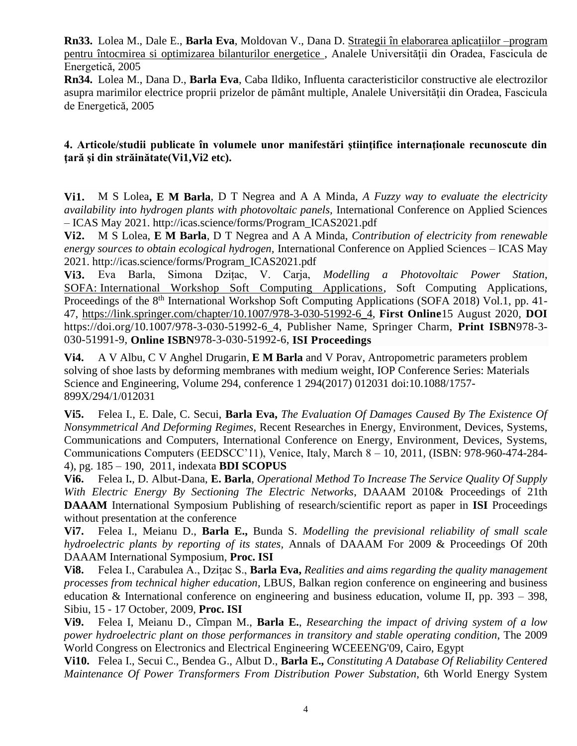**Rn33.** Lolea M., Dale E., **Barla Eva**, Moldovan V., Dana D. Strategii în elaborarea aplicaţiilor –program pentru întocmirea si optimizarea bilanturilor energetice , Analele Universităţii din Oradea, Fascicula de Energetică, 2005

**Rn34.** Lolea M., Dana D., **Barla Eva**, Caba Ildiko, Influenta caracteristicilor constructive ale electrozilor asupra marimilor electrice proprii prizelor de pământ multiple, Analele Universităţii din Oradea, Fascicula de Energetică, 2005

**4. Articole/studii publicate în volumele unor manifestări ştiinţifice internaţionale recunoscute din ţară şi din străinătate(Vi1,Vi2 etc).**

**Vi1.** M S Lolea**, E M Barla**, D T Negrea and A A Minda, *A Fuzzy way to evaluate the electricity availability into hydrogen plants with photovoltaic panels,* International Conference on Applied Sciences – ICAS May 2021. http://icas.science/forms/Program_ICAS2021.pdf

**Vi2.** M S Lolea, **E M Barla**, D T Negrea and A A Minda, *Contribution of electricity from renewable energy sources to obtain ecological hydrogen,* International Conference on Applied Sciences – ICAS May 2021. http://icas.science/forms/Program_ICAS2021.pdf

**Vi3.** Eva Barla, Simona Dziţac, V. Carja, *Modelling a Photovoltaic Power Station*, SOFA: International Workshop Soft Computing Applications, Soft Computing Applications, Proceedings of the 8th International Workshop Soft Computing Applications (SOFA 2018) Vol.1, pp. 41-47, https://link.springer.com/chapter/10.1007/978-3-030-51992-6_4, **First Online**15 August 2020, **DOI** https://doi.org/10.1007/978-3-030-51992-6_4, Publisher Name, Springer Charm, **Print ISBN**978-3-030-51991-9, **Online ISBN**978-3-030-51992-6, **ISI Proceedings**

**Vi4.** A V Albu, C V Anghel Drugarin, **E M Barla** and V Porav, Antropometric parameters problem solving of shoe lasts by deforming membranes with medium weight, IOP Conference Series: Materials Science and Engineering, Volume 294, conference 1 294(2017) 012031 doi:10.1088/1757-899X/294/1/012031

**Vi5.** Felea I., E. Dale, C. Secui, **Barla Eva,** *The Evaluation Of Damages Caused By The Existence Of Nonsymmetrical And Deforming Regimes*, Recent Researches in Energy, Environment, Devices, Systems, Communications and Computers, International Conference on Energy, Environment, Devices, Systems, Communications Computers (EEDSCC'11), Venice, Italy, March 8 – 10, 2011, (ISBN: 978-960-474-284-4), pg. 185 – 190, 2011, indexata **BDI SCOPUS**

**Vi6.** Felea I**.**, D. Albut-Dana, **E. Barla**, *Operational Method To Increase The Service Quality Of Supply With Electric Energy By Sectioning The Electric Networks*, DAAAM 2010& Proceedings of 21th **DAAAM** International Symposium Publishing of research/scientific report as paper in **ISI** Proceedings without presentation at the conference

**Vi7.** Felea I., Meianu D., **Barla E.,** Bunda S. *Modelling the previsional reliability of small scale hydroelectric plants by reporting of its states*, Annals of DAAAM For 2009 & Proceedings Of 20th DAAAM International Symposium, **Proc. ISI**

**Vi8.** Felea I., Carabulea A., Dziţac S., **Barla Eva,** *Realities and aims regarding the quality management processes from technical higher education*, LBUS, Balkan region conference on engineering and business education & International conference on engineering and business education, volume II, pp. 393 – 398, Sibiu, 15 - 17 October, 2009, **Proc. ISI**

**Vi9.** Felea I, Meianu D., Cîmpan M., **Barla E.**, *Researching the impact of driving system of a low power hydroelectric plant on those performances in transitory and stable operating condition*, The 2009 World Congress on Electronics and Electrical Engineering WCEEENG'09, Cairo, Egypt

**Vi10.** Felea I., Secui C., Bendea G., Albut D., **Barla E.,** *Constituting A Database Of Reliability Centered Maintenance Of Power Transformers From Distribution Power Substation*, 6th World Energy System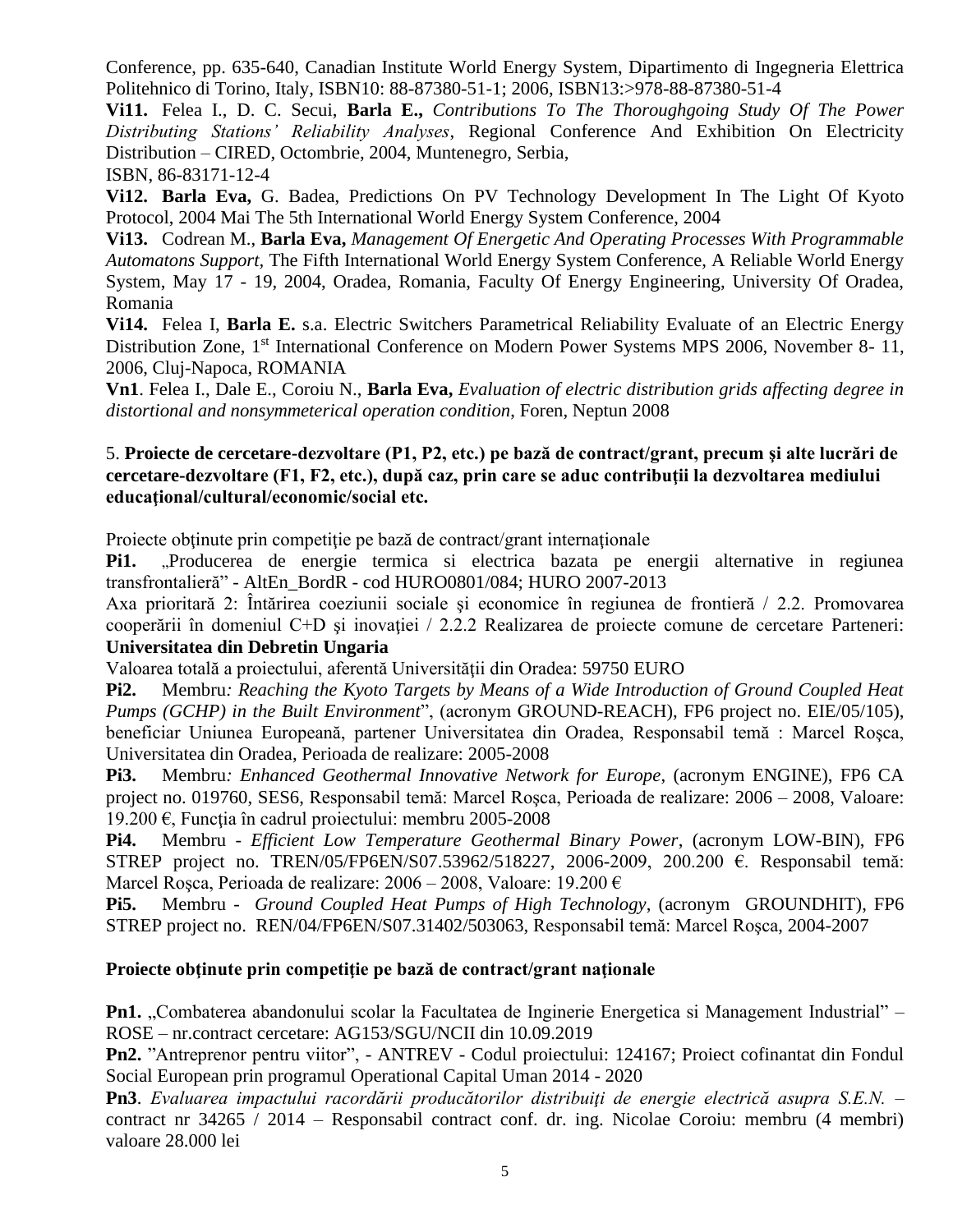Conference, pp. 635-640, Canadian Institute World Energy System, Dipartimento di Ingegneria Elettrica Politehnico di Torino, Italy, ISBN10: 88-87380-51-1; 2006, ISBN13:>978-88-87380-51-4

**Vi11.** Felea I., D. C. Secui, **Barla E.,** *Contributions To The Thoroughgoing Study Of The Power Distributing Stations' Reliability Analyses*, Regional Conference And Exhibition On Electricity Distribution – CIRED, Octombrie, 2004, Muntenegro, Serbia,
ISBN, 86-83171-12-4

**Vi12.** **Barla Eva,** G. Badea, Predictions On PV Technology Development In The Light Of Kyoto Protocol, 2004 Mai The 5th International World Energy System Conference, 2004

**Vi13.** Codrean M., **Barla Eva,** *Management Of Energetic And Operating Processes With Programmable Automatons Support,* The Fifth International World Energy System Conference, A Reliable World Energy System, May 17 - 19, 2004, Oradea, Romania, Faculty Of Energy Engineering, University Of Oradea, Romania

**Vi14.** Felea I, **Barla E.** s.a. Electric Switchers Parametrical Reliability Evaluate of an Electric Energy Distribution Zone, 1st International Conference on Modern Power Systems MPS 2006, November 8- 11, 2006, Cluj-Napoca, ROMANIA

**Vn1**. Felea I., Dale E., Coroiu N., **Barla Eva,** *Evaluation of electric distribution grids affecting degree in distortional and nonsymmeterical operation condition*, Foren, Neptun 2008

5. **Proiecte de cercetare-dezvoltare (P1, P2, etc.) pe bază de contract/grant, precum şi alte lucrări de cercetare-dezvoltare (F1, F2, etc.), după caz, prin care se aduc contribuţii la dezvoltarea mediului educaţional/cultural/economic/social etc.**

Proiecte obținute prin competiție pe bază de contract/grant internaţionale

**Pi1.** „Producerea de energie termica si electrica bazata pe energii alternative in regiunea transfrontalieră" - AltEn_BordR - cod HURO0801/084; HURO 2007-2013

Axa prioritară 2: Întărirea coeziunii sociale şi economice în regiunea de frontieră / 2.2. Promovarea cooperării în domeniul C+D şi inovaţiei / 2.2.2 Realizarea de proiecte comune de cercetare Parteneri: **Universitatea din Debretin Ungaria**

Valoarea totală a proiectului, aferentă Universităţii din Oradea: 59750 EURO

**Pi2.** Membru*: Reaching the Kyoto Targets by Means of a Wide Introduction of Ground Coupled Heat Pumps (GCHP) in the Built Environment*", (acronym GROUND-REACH), FP6 project no. EIE/05/105), beneficiar Uniunea Europeană, partener Universitatea din Oradea, Responsabil temă : Marcel Roşca, Universitatea din Oradea, Perioada de realizare: 2005-2008

**Pi3.** Membru*: Enhanced Geothermal Innovative Network for Europe*, (acronym ENGINE), FP6 CA project no. 019760, SES6, Responsabil temă: Marcel Roşca, Perioada de realizare: 2006 – 2008, Valoare: 19.200 €, Funcţia în cadrul proiectului: membru 2005-2008

**Pi4.** Membru - *Efficient Low Temperature Geothermal Binary Power*, (acronym LOW-BIN), FP6 STREP project no. TREN/05/FP6EN/S07.53962/518227, 2006-2009, 200.200 €. Responsabil temă: Marcel Roşca, Perioada de realizare: 2006 – 2008, Valoare: 19.200 €

**Pi5.** Membru - *Ground Coupled Heat Pumps of High Technology*, (acronym GROUNDHIT), FP6 STREP project no. REN/04/FP6EN/S07.31402/503063, Responsabil temă: Marcel Roşca, 2004-2007

**Proiecte obținute prin competiție pe bază de contract/grant naţionale**

**Pn1.** „Combaterea abandonului scolar la Facultatea de Inginerie Energetica si Management Industrial" – ROSE – nr.contract cercetare: AG153/SGU/NCII din 10.09.2019

**Pn2.** "Antreprenor pentru viitor", - ANTREV - Codul proiectului: 124167; Proiect cofinantat din Fondul Social European prin programul Operational Capital Uman 2014 - 2020

**Pn3**. *Evaluarea impactului racordării producătorilor distribuiţi de energie electrică asupra S.E.N.* – contract nr 34265 / 2014 – Responsabil contract conf. dr. ing. Nicolae Coroiu: membru (4 membri) valoare 28.000 lei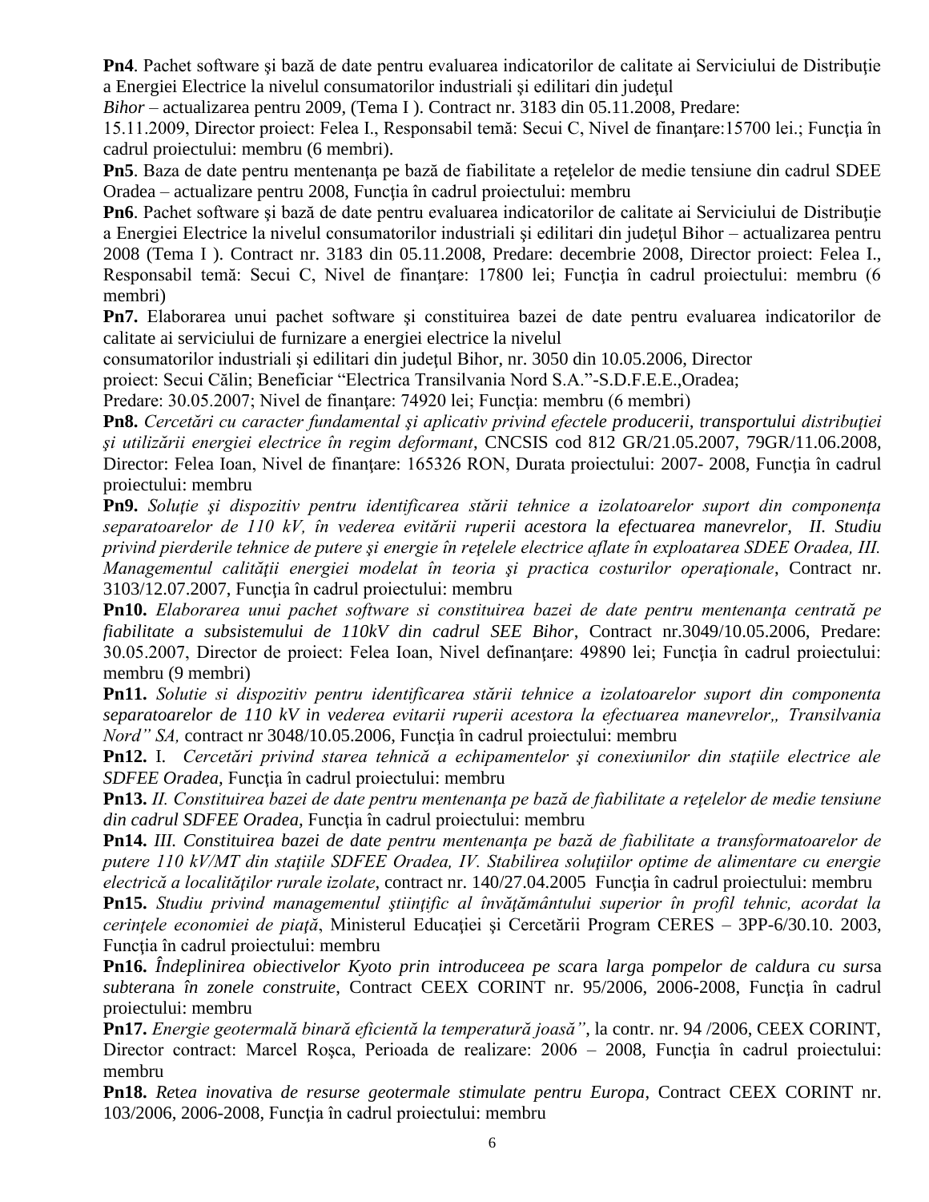**Pn4**. Pachet software şi bază de date pentru evaluarea indicatorilor de calitate ai Serviciului de Distribuţie a Energiei Electrice la nivelul consumatorilor industriali şi edilitari din judeţul *Bihor* – actualizarea pentru 2009, (Tema I ). Contract nr. 3183 din 05.11.2008, Predare: 15.11.2009, Director proiect: Felea I., Responsabil temă: Secui C, Nivel de finanţare:15700 lei.; Funcţia în cadrul proiectului: membru (6 membri).

**Pn5**. Baza de date pentru mentenanţa pe bază de fiabilitate a reţelelor de medie tensiune din cadrul SDEE Oradea – actualizare pentru 2008, Funcţia în cadrul proiectului: membru

**Pn6**. Pachet software şi bază de date pentru evaluarea indicatorilor de calitate ai Serviciului de Distribuţie a Energiei Electrice la nivelul consumatorilor industriali şi edilitari din judeţul Bihor – actualizarea pentru 2008 (Tema I ). Contract nr. 3183 din 05.11.2008, Predare: decembrie 2008, Director proiect: Felea I., Responsabil temă: Secui C, Nivel de finanţare: 17800 lei; Funcţia în cadrul proiectului: membru (6 membri)

**Pn7.** Elaborarea unui pachet software şi constituirea bazei de date pentru evaluarea indicatorilor de calitate ai serviciului de furnizare a energiei electrice la nivelul consumatorilor industriali şi edilitari din judeţul Bihor, nr. 3050 din 10.05.2006, Director proiect: Secui Călin; Beneficiar "Electrica Transilvania Nord S.A."-S.D.F.E.E.,Oradea; Predare: 30.05.2007; Nivel de finanţare: 74920 lei; Funcţia: membru (6 membri)

**Pn8.** *Cercetări cu caracter fundamental şi aplicativ privind efectele producerii, transportului distribuţiei şi utilizării energiei electrice în regim deformant*, CNCSIS cod 812 GR/21.05.2007, 79GR/11.06.2008, Director: Felea Ioan, Nivel de finanţare: 165326 RON, Durata proiectului: 2007- 2008, Funcţia în cadrul proiectului: membru

**Pn9.** *Soluţie şi dispozitiv pentru identificarea stării tehnice a izolatoarelor suport din componenţa separatoarelor de 110 kV, în vederea evitării ruperii acestora la efectuarea manevrelor, II. Studiu privind pierderile tehnice de putere şi energie în reţelele electrice aflate în exploatarea SDEE Oradea, III. Managementul calităţii energiei modelat în teoria şi practica costurilor operaţionale*, Contract nr. 3103/12.07.2007, Funcţia în cadrul proiectului: membru

**Pn10.** *Elaborarea unui pachet software si constituirea bazei de date pentru mentenanţa centrată pe fiabilitate a subsistemului de 110kV din cadrul SEE Bihor*, Contract nr.3049/10.05.2006, Predare: 30.05.2007, Director de proiect: Felea Ioan, Nivel definanţare: 49890 lei; Funcţia în cadrul proiectului: membru (9 membri)

**Pn11.** *Solutie si dispozitiv pentru identificarea stării tehnice a izolatoarelor suport din componenta separatoarelor de 110 kV in vederea evitarii ruperii acestora la efectuarea manevrelor,, Transilvania Nord" SA,* contract nr 3048/10.05.2006, Funcţia în cadrul proiectului: membru

**Pn12.** I. *Cercetări privind starea tehnică a echipamentelor şi conexiunilor din staţiile electrice ale SDFEE Oradea,* Funcţia în cadrul proiectului: membru

**Pn13.** *II. Constituirea bazei de date pentru mentenanţa pe bază de fiabilitate a reţelelor de medie tensiune din cadrul SDFEE Oradea,* Funcţia în cadrul proiectului: membru

**Pn14.** *III. Constituirea bazei de date pentru mentenanţa pe bază de fiabilitate a transformatoarelor de putere 110 kV/MT din staţiile SDFEE Oradea, IV. Stabilirea soluţiilor optime de alimentare cu energie electrică a localităţilor rurale izolate*, contract nr. 140/27.04.2005 Funcţia în cadrul proiectului: membru

**Pn15.** *Studiu privind managementul ştiinţific al învăţământului superior în profil tehnic, acordat la cerinţele economiei de piaţă*, Ministerul Educaţiei şi Cercetării Program CERES – 3PP-6/30.10. 2003, Funcţia în cadrul proiectului: membru

**Pn16.** *Îndeplinirea obiectivelor Kyoto prin introduceea pe scara larga pompelor de caldura cu sursa subterana în zonele construite*, Contract CEEX CORINT nr. 95/2006, 2006-2008, Funcţia în cadrul proiectului: membru

**Pn17.** *Energie geotermală binară eficientă la temperatură joasă"*, la contr. nr. 94 /2006, CEEX CORINT, Director contract: Marcel Roşca, Perioada de realizare: 2006 – 2008, Funcţia în cadrul proiectului: membru

**Pn18.** *Retea inovativa de resurse geotermale stimulate pentru Europa*, Contract CEEX CORINT nr. 103/2006, 2006-2008, Funcţia în cadrul proiectului: membru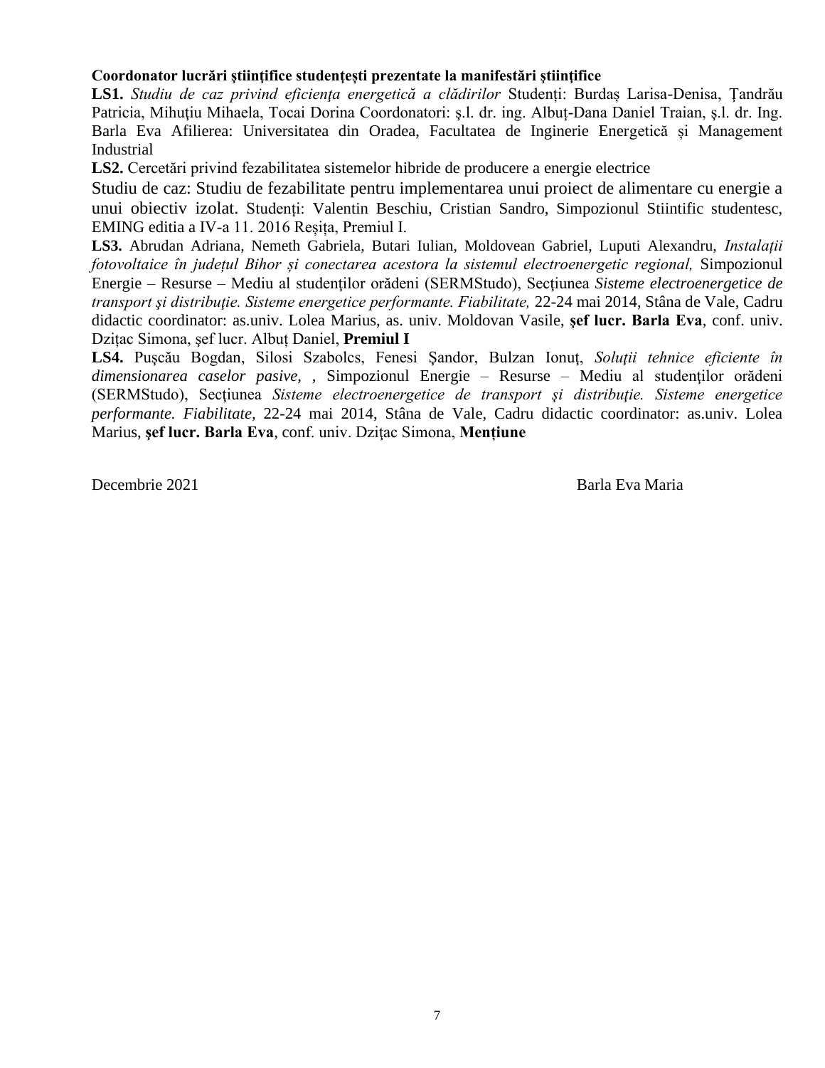**Coordonator lucrări științifice studențești prezentate la manifestări științifice**

**LS1.** *Studiu de caz privind eficienţa energetică a clădirilor* Studenți: Burdaș Larisa-Denisa, Ţandrău Patricia, Mihuţiu Mihaela, Tocai Dorina Coordonatori: ş.l. dr. ing. Albuț-Dana Daniel Traian, ş.l. dr. Ing. Barla Eva Afilierea: Universitatea din Oradea, Facultatea de Inginerie Energetică și Management Industrial

**LS2.** Cercetări privind fezabilitatea sistemelor hibride de producere a energie electrice
Studiu de caz: Studiu de fezabilitate pentru implementarea unui proiect de alimentare cu energie a unui obiectiv izolat. Studenți: Valentin Beschiu, Cristian Sandro, Simpozionul Stiintific studentesc, EMING editia a IV-a 11. 2016 Reșița, Premiul I.

**LS3.** Abrudan Adriana, Nemeth Gabriela, Butari Iulian, Moldovean Gabriel, Luputi Alexandru, *Instalații fotovoltaice în județul Bihor și conectarea acestora la sistemul electroenergetic regional,* Simpozionul Energie – Resurse – Mediu al studenţilor orădeni (SERMStudo), Secţiunea *Sisteme electroenergetice de transport şi distribuţie. Sisteme energetice performante. Fiabilitate,* 22-24 mai 2014, Stâna de Vale, Cadru didactic coordinator: as.univ. Lolea Marius, as. univ. Moldovan Vasile, **şef lucr. Barla Eva**, conf. univ. Dziţac Simona, şef lucr. Albuț Daniel, **Premiul I**

**LS4.** Puşcău Bogdan, Silosi Szabolcs, Fenesi Şandor, Bulzan Ionuţ, *Soluţii tehnice eficiente în dimensionarea caselor pasive, ,* Simpozionul Energie – Resurse – Mediu al studenţilor orădeni (SERMStudo), Secţiunea *Sisteme electroenergetice de transport şi distribuţie. Sisteme energetice performante. Fiabilitate,* 22-24 mai 2014, Stâna de Vale, Cadru didactic coordinator: as.univ. Lolea Marius, **şef lucr. Barla Eva**, conf. univ. Dziţac Simona, **Mențiune**

Decembrie 2021 Barla Eva Maria